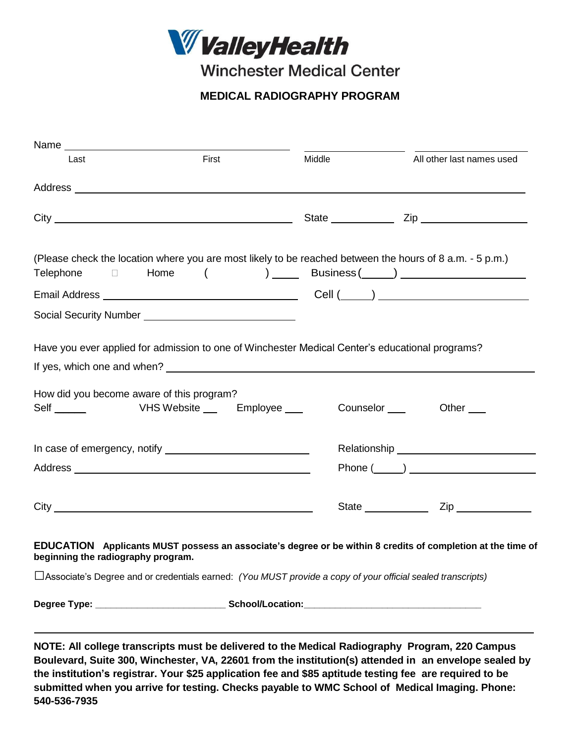# ValleyHealth

## Winchester Medical Center

### MEDICAL RADIOGRAPHY PROGRAM

Name ______________________________ ______________ ______________

Last First Middle All other last names used

Address ____________________________________________________________

City ______________________________ State __________ Zip ______________

(Please check the location where you are most likely to be reached between the hours of 8 a.m. - 5 p.m.)

Telephone ☐ Home ( ) _____ Business (_____) ________________

Email Address ______________________________ Cell (_____) ________________

Social Security Number ______________________

Have you ever applied for admission to one of Winchester Medical Center's educational programs?

If yes, which one and when? ____________________________________________

How did you become aware of this program?

Self _____ VHS Website ___ Employee ___ Counselor ___ Other ___

In case of emergency, notify ______________________ Relationship ______________________

Address ______________________________ Phone (_____) ______________________

City ______________________________ State __________ Zip ____________

**EDUCATION Applicants MUST possess an associate's degree or be within 8 credits of completion at the time of beginning the radiography program.**

☐Associate's Degree and or credentials earned: *(You MUST provide a copy of your official sealed transcripts)*

**Degree Type:** ________________________ **School/Location:**________________________________

---

**NOTE: All college transcripts must be delivered to the Medical Radiography Program, 220 Campus Boulevard, Suite 300, Winchester, VA, 22601 from the institution(s) attended in an envelope sealed by the institution's registrar. Your $25 application fee and $85 aptitude testing fee are required to be submitted when you arrive for testing. Checks payable to WMC School of Medical Imaging. Phone: 540-536-7935**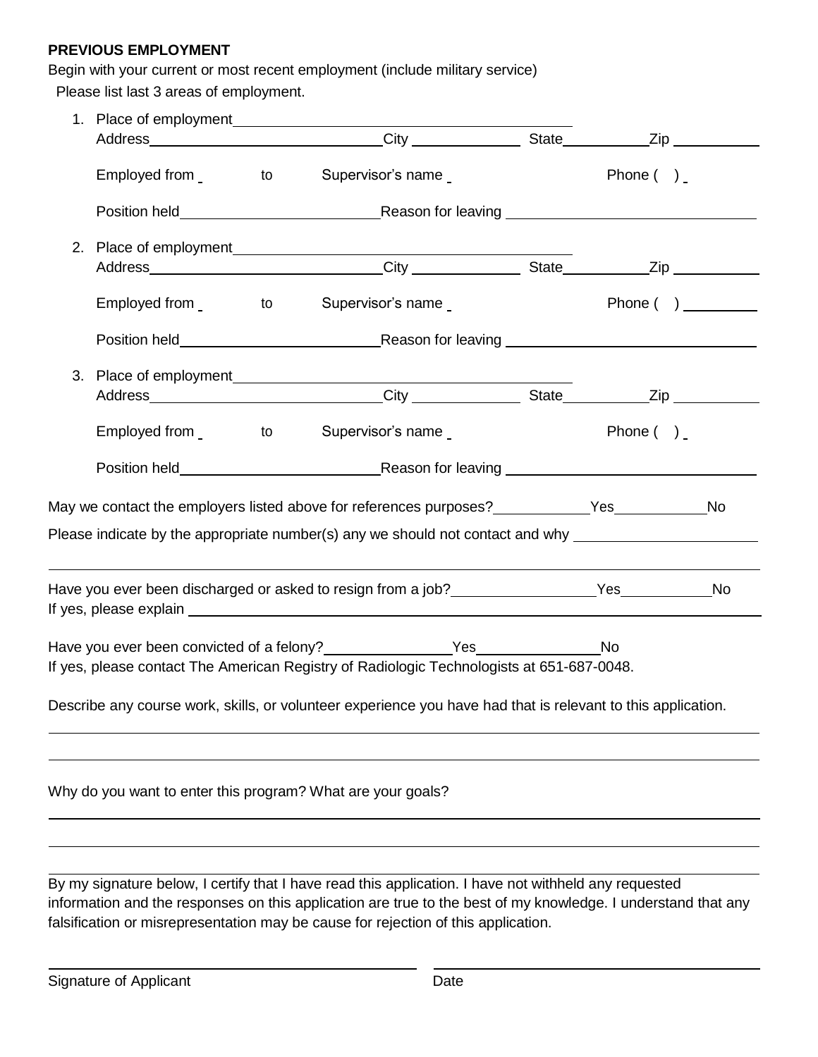**PREVIOUS EMPLOYMENT**

Begin with your current or most recent employment (include military service)

Please list last 3 areas of employment.

1. Place of employment\_\_\_\_\_\_\_\_\_\_\_\_\_\_\_\_\_\_\_\_\_\_\_\_\_\_\_\_\_\_\_\_\_\_\_\_\_\_\_\_
   Address\_\_\_\_\_\_\_\_\_\_\_\_\_\_\_\_\_\_\_\_\_\_\_\_\_\_\_\_\_\_City \_\_\_\_\_\_\_\_\_\_\_\_\_\_ State\_\_\_\_\_\_\_\_\_\_\_Zip \_\_\_\_\_\_\_\_\_\_\_

   Employed from \_ to Supervisor's name \_ Phone ( ) \_

   Position held\_\_\_\_\_\_\_\_\_\_\_\_\_\_\_\_\_\_\_\_\_\_\_\_\_Reason for leaving \_\_\_\_\_\_\_\_\_\_\_\_\_\_\_\_\_\_\_\_\_\_\_\_\_\_\_\_\_\_

2. Place of employment\_\_\_\_\_\_\_\_\_\_\_\_\_\_\_\_\_\_\_\_\_\_\_\_\_\_\_\_\_\_\_\_\_\_\_\_\_\_\_\_
   Address\_\_\_\_\_\_\_\_\_\_\_\_\_\_\_\_\_\_\_\_\_\_\_\_\_\_\_\_\_\_City \_\_\_\_\_\_\_\_\_\_\_\_\_\_ State\_\_\_\_\_\_\_\_\_\_\_Zip \_\_\_\_\_\_\_\_\_\_\_

   Employed from \_ to Supervisor's name \_ Phone ( ) \_\_\_\_\_\_\_\_\_

   Position held\_\_\_\_\_\_\_\_\_\_\_\_\_\_\_\_\_\_\_\_\_\_\_\_\_Reason for leaving \_\_\_\_\_\_\_\_\_\_\_\_\_\_\_\_\_\_\_\_\_\_\_\_\_\_\_\_\_\_

3. Place of employment\_\_\_\_\_\_\_\_\_\_\_\_\_\_\_\_\_\_\_\_\_\_\_\_\_\_\_\_\_\_\_\_\_\_\_\_\_\_\_\_
   Address\_\_\_\_\_\_\_\_\_\_\_\_\_\_\_\_\_\_\_\_\_\_\_\_\_\_\_\_\_\_City \_\_\_\_\_\_\_\_\_\_\_\_\_\_ State\_\_\_\_\_\_\_\_\_\_\_Zip \_\_\_\_\_\_\_\_\_\_\_

   Employed from \_ to Supervisor's name \_ Phone ( ) \_

   Position held\_\_\_\_\_\_\_\_\_\_\_\_\_\_\_\_\_\_\_\_\_\_\_\_\_Reason for leaving \_\_\_\_\_\_\_\_\_\_\_\_\_\_\_\_\_\_\_\_\_\_\_\_\_\_\_\_\_\_

May we contact the employers listed above for references purposes?\_\_\_\_\_\_\_\_\_\_\_\_Yes\_\_\_\_\_\_\_\_\_\_\_\_No

Please indicate by the appropriate number(s) any we should not contact and why \_\_\_\_\_\_\_\_\_\_\_\_\_\_\_\_\_\_\_\_\_\_

\_\_\_\_\_\_\_\_\_\_\_\_\_\_\_\_\_\_\_\_\_\_\_\_\_\_\_\_\_\_\_\_\_\_\_\_\_\_\_\_\_\_\_\_\_\_\_\_\_\_\_\_\_\_\_\_\_\_\_\_\_\_\_\_\_\_\_\_\_\_\_\_\_\_\_\_\_\_\_\_\_\_\_\_

Have you ever been discharged or asked to resign from a job?\_\_\_\_\_\_\_\_\_\_\_\_\_\_\_\_\_\_Yes\_\_\_\_\_\_\_\_\_\_\_\_No
If yes, please explain \_\_\_\_\_\_\_\_\_\_\_\_\_\_\_\_\_\_\_\_\_\_\_\_\_\_\_\_\_\_\_\_\_\_\_\_\_\_\_\_\_\_\_\_\_\_\_\_\_\_\_\_\_\_\_\_\_\_\_\_\_\_\_\_\_\_\_\_

Have you ever been convicted of a felony?\_\_\_\_\_\_\_\_\_\_\_\_\_\_\_\_Yes\_\_\_\_\_\_\_\_\_\_\_\_\_\_\_\_No
If yes, please contact The American Registry of Radiologic Technologists at 651-687-0048.

Describe any course work, skills, or volunteer experience you have had that is relevant to this application.

\_\_\_\_\_\_\_\_\_\_\_\_\_\_\_\_\_\_\_\_\_\_\_\_\_\_\_\_\_\_\_\_\_\_\_\_\_\_\_\_\_\_\_\_\_\_\_\_\_\_\_\_\_\_\_\_\_\_\_\_\_\_\_\_\_\_\_\_\_\_\_\_\_\_\_\_\_\_\_\_\_\_\_\_

\_\_\_\_\_\_\_\_\_\_\_\_\_\_\_\_\_\_\_\_\_\_\_\_\_\_\_\_\_\_\_\_\_\_\_\_\_\_\_\_\_\_\_\_\_\_\_\_\_\_\_\_\_\_\_\_\_\_\_\_\_\_\_\_\_\_\_\_\_\_\_\_\_\_\_\_\_\_\_\_\_\_\_\_

Why do you want to enter this program? What are your goals?

\_\_\_\_\_\_\_\_\_\_\_\_\_\_\_\_\_\_\_\_\_\_\_\_\_\_\_\_\_\_\_\_\_\_\_\_\_\_\_\_\_\_\_\_\_\_\_\_\_\_\_\_\_\_\_\_\_\_\_\_\_\_\_\_\_\_\_\_\_\_\_\_\_\_\_\_\_\_\_\_\_\_\_\_

\_\_\_\_\_\_\_\_\_\_\_\_\_\_\_\_\_\_\_\_\_\_\_\_\_\_\_\_\_\_\_\_\_\_\_\_\_\_\_\_\_\_\_\_\_\_\_\_\_\_\_\_\_\_\_\_\_\_\_\_\_\_\_\_\_\_\_\_\_\_\_\_\_\_\_\_\_\_\_\_\_\_\_\_

\_\_\_\_\_\_\_\_\_\_\_\_\_\_\_\_\_\_\_\_\_\_\_\_\_\_\_\_\_\_\_\_\_\_\_\_\_\_\_\_\_\_\_\_\_\_\_\_\_\_\_\_\_\_\_\_\_\_\_\_\_\_\_\_\_\_\_\_\_\_\_\_\_\_\_\_\_\_\_\_\_\_\_\_

By my signature below, I certify that I have read this application. I have not withheld any requested information and the responses on this application are true to the best of my knowledge. I understand that any falsification or misrepresentation may be cause for rejection of this application.

\_\_\_\_\_\_\_\_\_\_\_\_\_\_\_\_\_\_\_\_\_\_\_\_\_\_\_\_\_\_\_\_\_\_\_\_\_\_\_\_ \_\_\_\_\_\_\_\_\_\_\_\_\_\_\_\_\_\_\_\_\_\_\_\_\_\_\_\_\_\_\_\_\_\_\_\_\_\_\_\_

Signature of Applicant Date